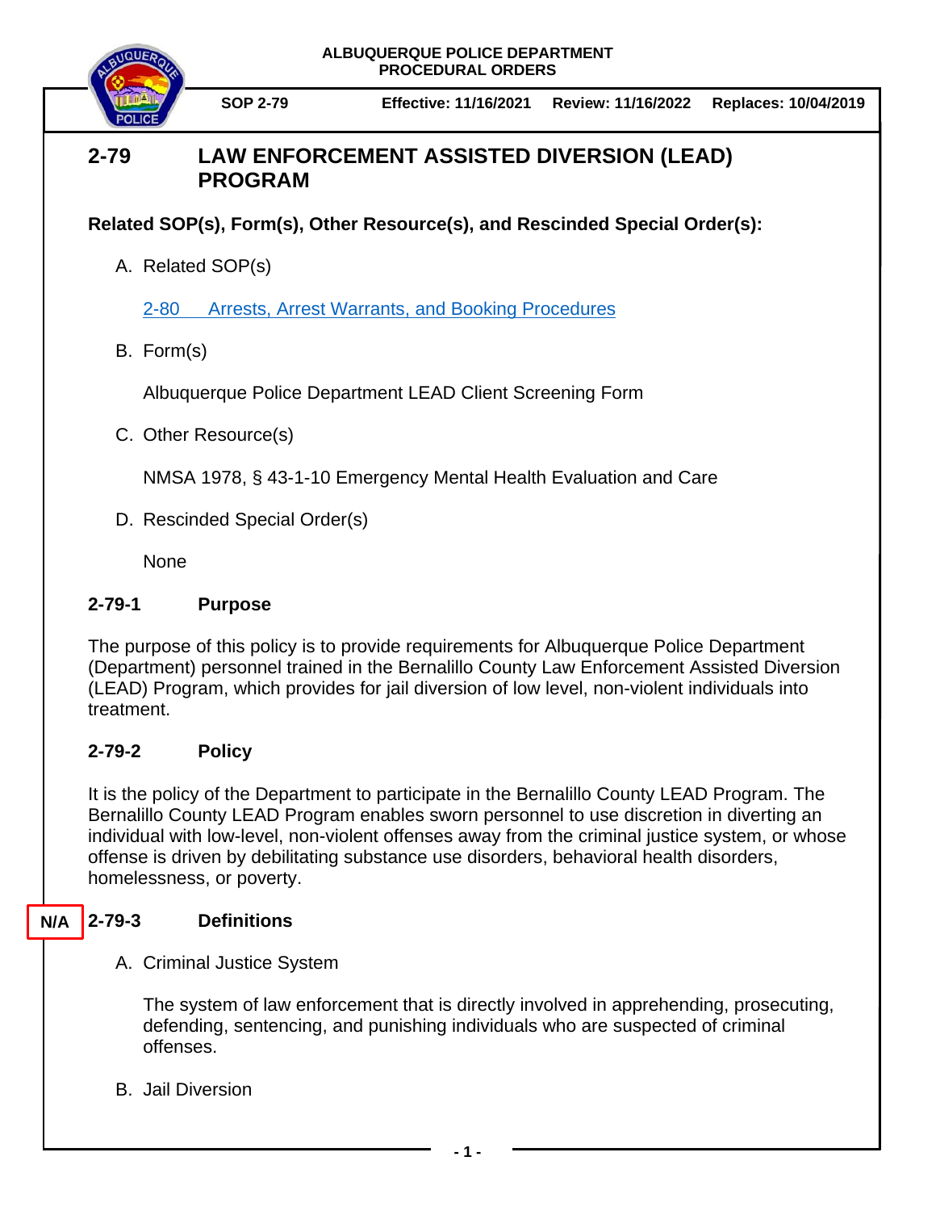ALBUQUERQUE POLICE DEPARTMENT
PROCEDURAL ORDERS

**SOP 2-79** | **Effective: 11/16/2021** | **Review: 11/16/2022** | **Replaces: 10/04/2019**

# 2-79 LAW ENFORCEMENT ASSISTED DIVERSION (LEAD) PROGRAM

**Related SOP(s), Form(s), Other Resource(s), and Rescinded Special Order(s):**

A. Related SOP(s)

   2-80 Arrests, Arrest Warrants, and Booking Procedures

B. Form(s)

   Albuquerque Police Department LEAD Client Screening Form

C. Other Resource(s)

   NMSA 1978, § 43-1-10 Emergency Mental Health Evaluation and Care

D. Rescinded Special Order(s)

   None

## 2-79-1 Purpose

The purpose of this policy is to provide requirements for Albuquerque Police Department (Department) personnel trained in the Bernalillo County Law Enforcement Assisted Diversion (LEAD) Program, which provides for jail diversion of low level, non-violent individuals into treatment.

## 2-79-2 Policy

It is the policy of the Department to participate in the Bernalillo County LEAD Program. The Bernalillo County LEAD Program enables sworn personnel to use discretion in diverting an individual with low-level, non-violent offenses away from the criminal justice system, or whose offense is driven by debilitating substance use disorders, behavioral health disorders, homelessness, or poverty.

## N/A 2-79-3 Definitions

A. Criminal Justice System

   The system of law enforcement that is directly involved in apprehending, prosecuting, defending, sentencing, and punishing individuals who are suspected of criminal offenses.

B. Jail Diversion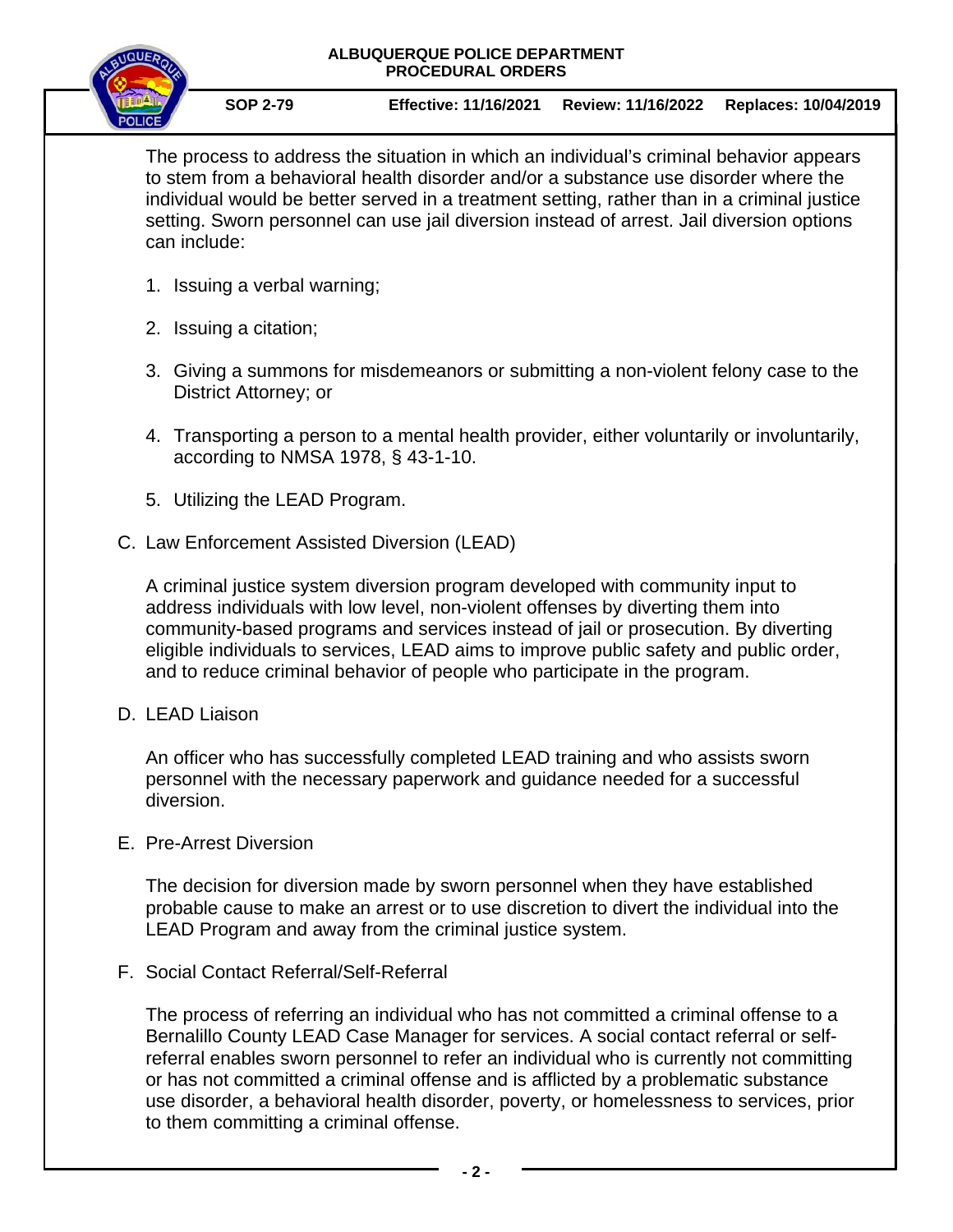The process to address the situation in which an individual's criminal behavior appears to stem from a behavioral health disorder and/or a substance use disorder where the individual would be better served in a treatment setting, rather than in a criminal justice setting. Sworn personnel can use jail diversion instead of arrest. Jail diversion options can include:

1. Issuing a verbal warning;
2. Issuing a citation;
3. Giving a summons for misdemeanors or submitting a non-violent felony case to the District Attorney; or
4. Transporting a person to a mental health provider, either voluntarily or involuntarily, according to NMSA 1978, § 43-1-10.
5. Utilizing the LEAD Program.

C. Law Enforcement Assisted Diversion (LEAD)

A criminal justice system diversion program developed with community input to address individuals with low level, non-violent offenses by diverting them into community-based programs and services instead of jail or prosecution. By diverting eligible individuals to services, LEAD aims to improve public safety and public order, and to reduce criminal behavior of people who participate in the program.

D. LEAD Liaison

An officer who has successfully completed LEAD training and who assists sworn personnel with the necessary paperwork and guidance needed for a successful diversion.

E. Pre-Arrest Diversion

The decision for diversion made by sworn personnel when they have established probable cause to make an arrest or to use discretion to divert the individual into the LEAD Program and away from the criminal justice system.

F. Social Contact Referral/Self-Referral

The process of referring an individual who has not committed a criminal offense to a Bernalillo County LEAD Case Manager for services. A social contact referral or self-referral enables sworn personnel to refer an individual who is currently not committing or has not committed a criminal offense and is afflicted by a problematic substance use disorder, a behavioral health disorder, poverty, or homelessness to services, prior to them committing a criminal offense.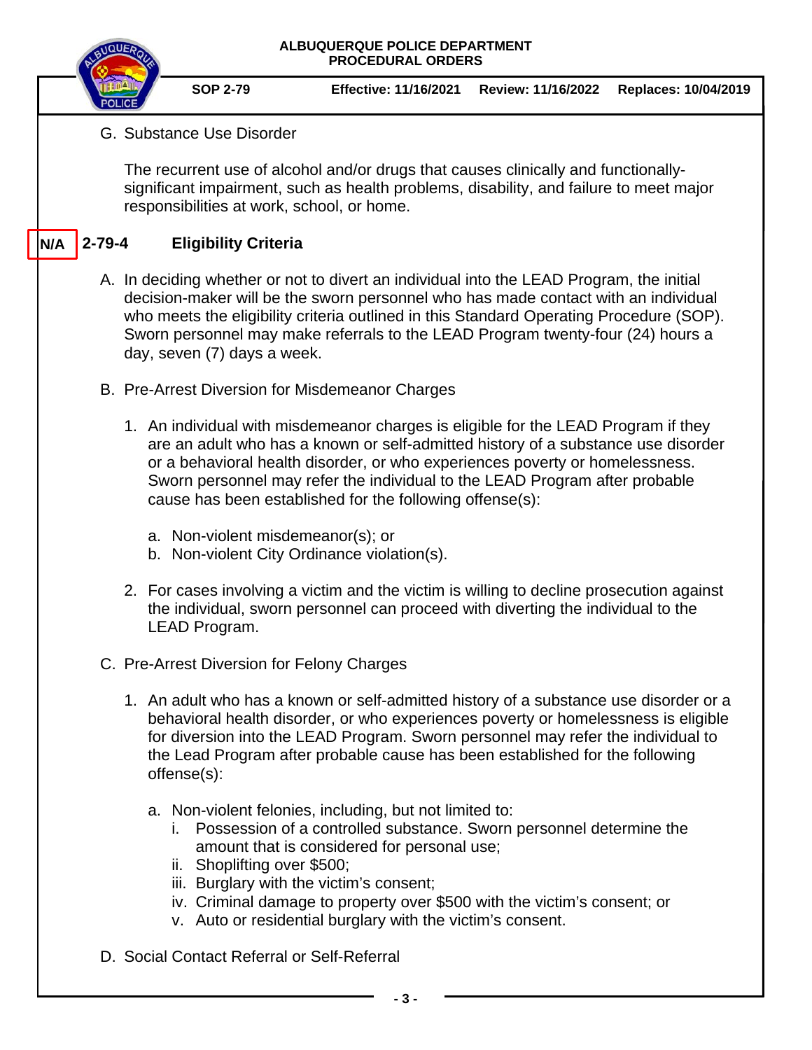G. Substance Use Disorder

The recurrent use of alcohol and/or drugs that causes clinically and functionally-significant impairment, such as health problems, disability, and failure to meet major responsibilities at work, school, or home.

## N/A 2-79-4 Eligibility Criteria

A. In deciding whether or not to divert an individual into the LEAD Program, the initial decision-maker will be the sworn personnel who has made contact with an individual who meets the eligibility criteria outlined in this Standard Operating Procedure (SOP). Sworn personnel may make referrals to the LEAD Program twenty-four (24) hours a day, seven (7) days a week.

B. Pre-Arrest Diversion for Misdemeanor Charges

1. An individual with misdemeanor charges is eligible for the LEAD Program if they are an adult who has a known or self-admitted history of a substance use disorder or a behavioral health disorder, or who experiences poverty or homelessness. Sworn personnel may refer the individual to the LEAD Program after probable cause has been established for the following offense(s):

   a. Non-violent misdemeanor(s); or
   b. Non-violent City Ordinance violation(s).

2. For cases involving a victim and the victim is willing to decline prosecution against the individual, sworn personnel can proceed with diverting the individual to the LEAD Program.

C. Pre-Arrest Diversion for Felony Charges

1. An adult who has a known or self-admitted history of a substance use disorder or a behavioral health disorder, or who experiences poverty or homelessness is eligible for diversion into the LEAD Program. Sworn personnel may refer the individual to the Lead Program after probable cause has been established for the following offense(s):

   a. Non-violent felonies, including, but not limited to:
      i. Possession of a controlled substance. Sworn personnel determine the amount that is considered for personal use;
      ii. Shoplifting over $500;
      iii. Burglary with the victim's consent;
      iv. Criminal damage to property over $500 with the victim's consent; or
      v. Auto or residential burglary with the victim's consent.

D. Social Contact Referral or Self-Referral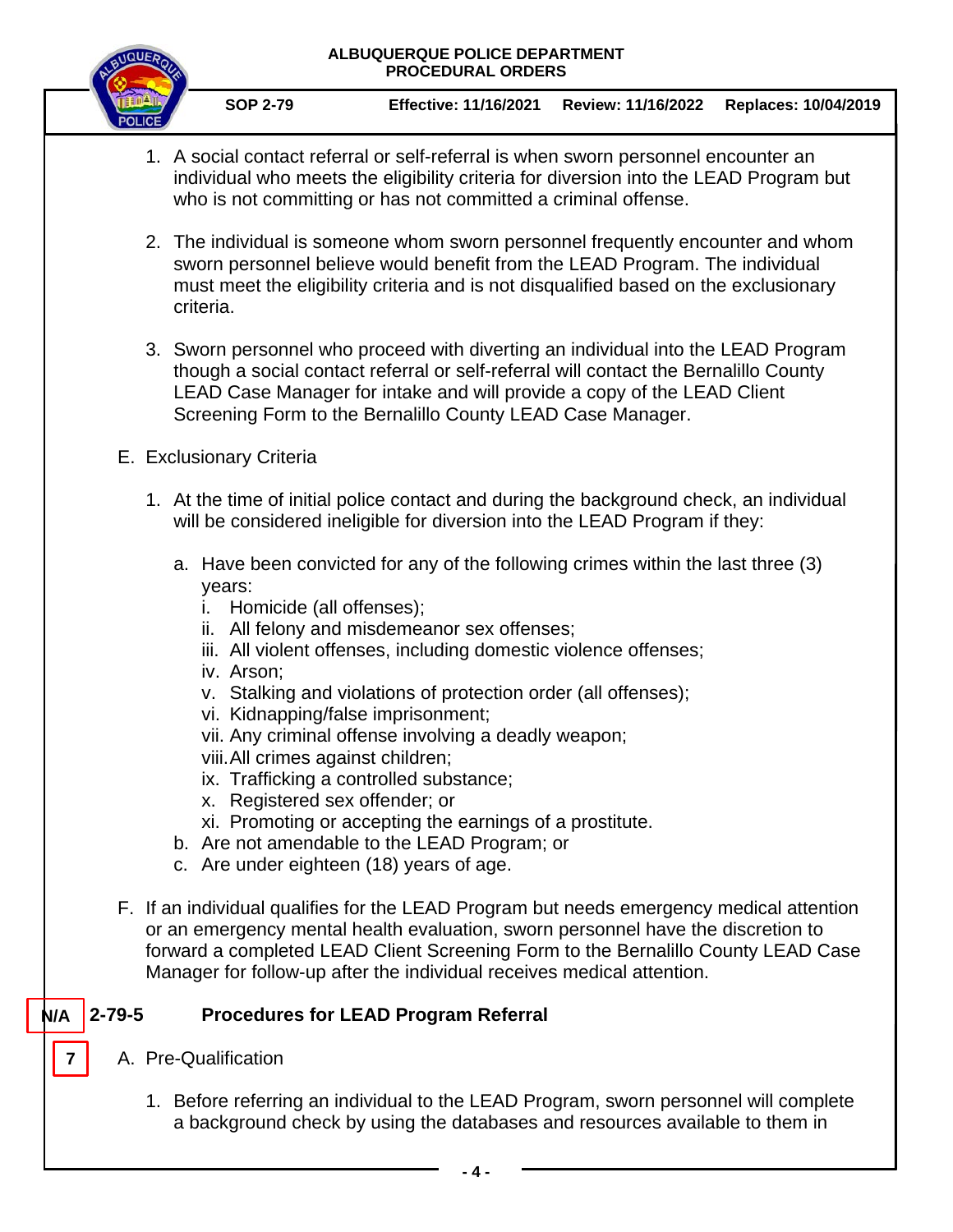1. A social contact referral or self-referral is when sworn personnel encounter an individual who meets the eligibility criteria for diversion into the LEAD Program but who is not committing or has not committed a criminal offense.

2. The individual is someone whom sworn personnel frequently encounter and whom sworn personnel believe would benefit from the LEAD Program. The individual must meet the eligibility criteria and is not disqualified based on the exclusionary criteria.

3. Sworn personnel who proceed with diverting an individual into the LEAD Program though a social contact referral or self-referral will contact the Bernalillo County LEAD Case Manager for intake and will provide a copy of the LEAD Client Screening Form to the Bernalillo County LEAD Case Manager.

E. Exclusionary Criteria

1. At the time of initial police contact and during the background check, an individual will be considered ineligible for diversion into the LEAD Program if they:

   a. Have been convicted for any of the following crimes within the last three (3) years:
      i. Homicide (all offenses);
      ii. All felony and misdemeanor sex offenses;
      iii. All violent offenses, including domestic violence offenses;
      iv. Arson;
      v. Stalking and violations of protection order (all offenses);
      vi. Kidnapping/false imprisonment;
      vii. Any criminal offense involving a deadly weapon;
      viii. All crimes against children;
      ix. Trafficking a controlled substance;
      x. Registered sex offender; or
      xi. Promoting or accepting the earnings of a prostitute.

   b. Are not amendable to the LEAD Program; or

   c. Are under eighteen (18) years of age.

F. If an individual qualifies for the LEAD Program but needs emergency medical attention or an emergency mental health evaluation, sworn personnel have the discretion to forward a completed LEAD Client Screening Form to the Bernalillo County LEAD Case Manager for follow-up after the individual receives medical attention.

N/A

## 2-79-5 Procedures for LEAD Program Referral

7

A. Pre-Qualification

1. Before referring an individual to the LEAD Program, sworn personnel will complete a background check by using the databases and resources available to them in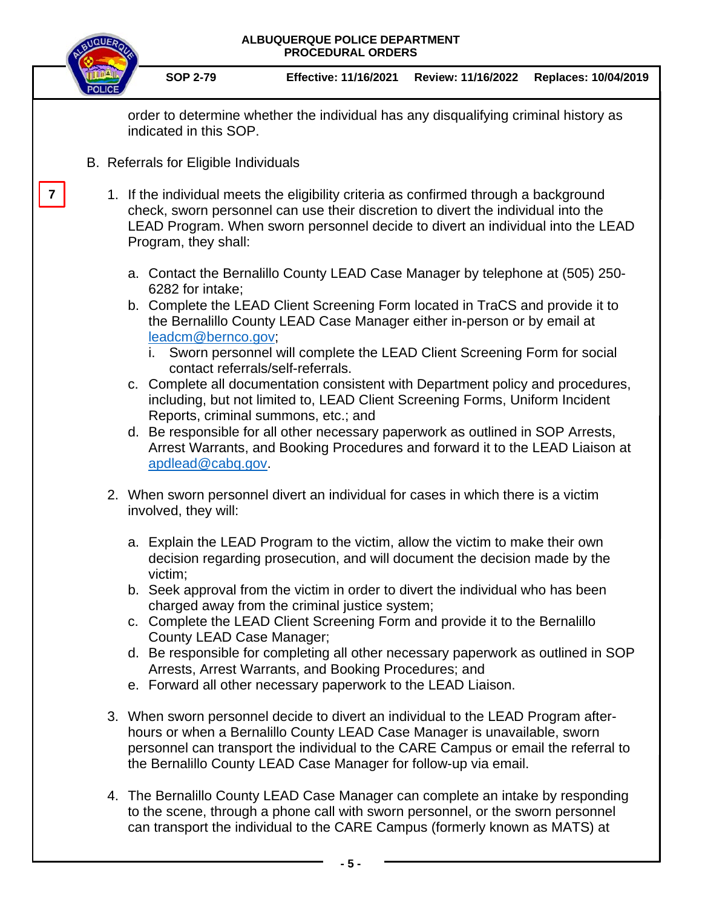order to determine whether the individual has any disqualifying criminal history as indicated in this SOP.

B. Referrals for Eligible Individuals

7

1. If the individual meets the eligibility criteria as confirmed through a background check, sworn personnel can use their discretion to divert the individual into the LEAD Program. When sworn personnel decide to divert an individual into the LEAD Program, they shall:

   a. Contact the Bernalillo County LEAD Case Manager by telephone at (505) 250-6282 for intake;
   b. Complete the LEAD Client Screening Form located in TraCS and provide it to the Bernalillo County LEAD Case Manager either in-person or by email at leadcm@bernco.gov;
      i. Sworn personnel will complete the LEAD Client Screening Form for social contact referrals/self-referrals.
   c. Complete all documentation consistent with Department policy and procedures, including, but not limited to, LEAD Client Screening Forms, Uniform Incident Reports, criminal summons, etc.; and
   d. Be responsible for all other necessary paperwork as outlined in SOP Arrests, Arrest Warrants, and Booking Procedures and forward it to the LEAD Liaison at apdlead@cabq.gov.

2. When sworn personnel divert an individual for cases in which there is a victim involved, they will:

   a. Explain the LEAD Program to the victim, allow the victim to make their own decision regarding prosecution, and will document the decision made by the victim;
   b. Seek approval from the victim in order to divert the individual who has been charged away from the criminal justice system;
   c. Complete the LEAD Client Screening Form and provide it to the Bernalillo County LEAD Case Manager;
   d. Be responsible for completing all other necessary paperwork as outlined in SOP Arrests, Arrest Warrants, and Booking Procedures; and
   e. Forward all other necessary paperwork to the LEAD Liaison.

3. When sworn personnel decide to divert an individual to the LEAD Program after-hours or when a Bernalillo County LEAD Case Manager is unavailable, sworn personnel can transport the individual to the CARE Campus or email the referral to the Bernalillo County LEAD Case Manager for follow-up via email.

4. The Bernalillo County LEAD Case Manager can complete an intake by responding to the scene, through a phone call with sworn personnel, or the sworn personnel can transport the individual to the CARE Campus (formerly known as MATS) at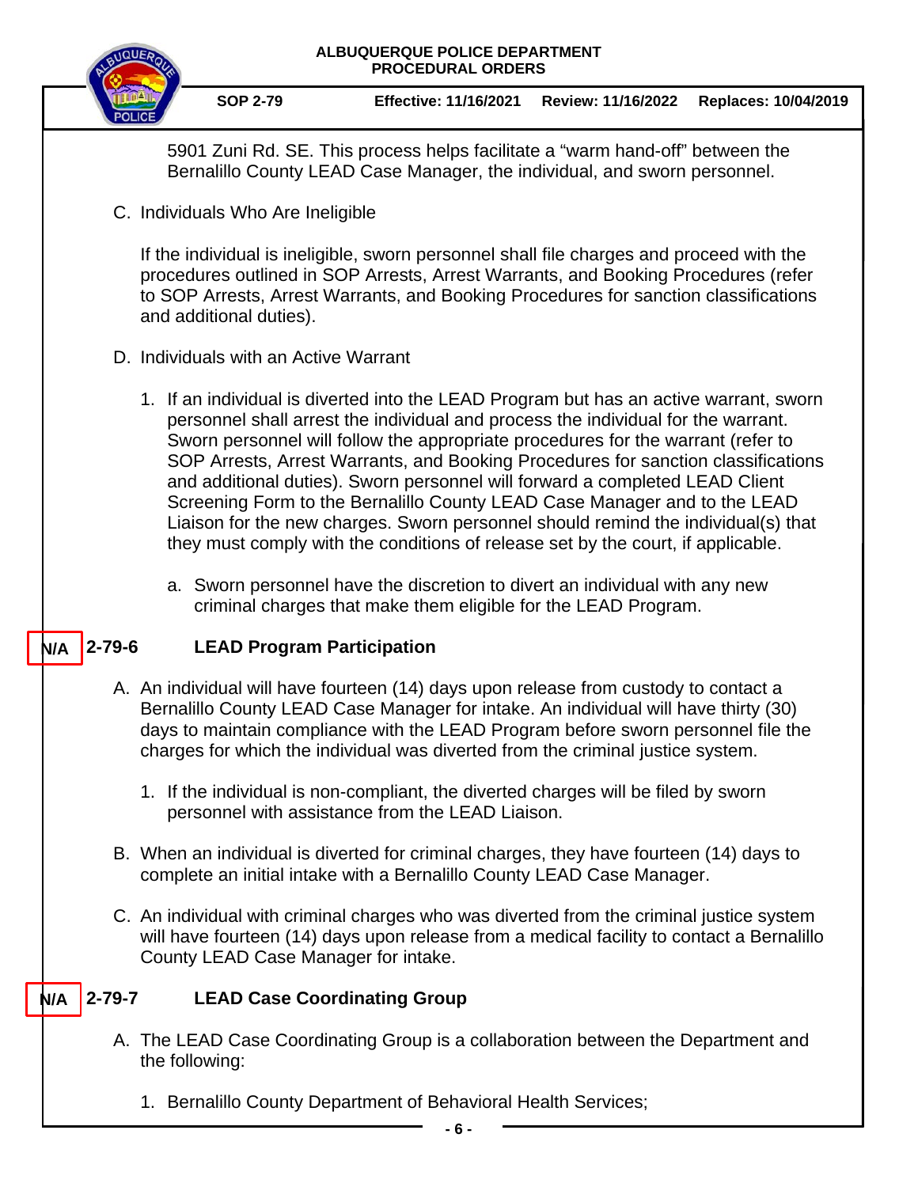5901 Zuni Rd. SE. This process helps facilitate a "warm hand-off" between the Bernalillo County LEAD Case Manager, the individual, and sworn personnel.

C. Individuals Who Are Ineligible

If the individual is ineligible, sworn personnel shall file charges and proceed with the procedures outlined in SOP Arrests, Arrest Warrants, and Booking Procedures (refer to SOP Arrests, Arrest Warrants, and Booking Procedures for sanction classifications and additional duties).

D. Individuals with an Active Warrant

1. If an individual is diverted into the LEAD Program but has an active warrant, sworn personnel shall arrest the individual and process the individual for the warrant. Sworn personnel will follow the appropriate procedures for the warrant (refer to SOP Arrests, Arrest Warrants, and Booking Procedures for sanction classifications and additional duties). Sworn personnel will forward a completed LEAD Client Screening Form to the Bernalillo County LEAD Case Manager and to the LEAD Liaison for the new charges. Sworn personnel should remind the individual(s) that they must comply with the conditions of release set by the court, if applicable.

   a. Sworn personnel have the discretion to divert an individual with any new criminal charges that make them eligible for the LEAD Program.

## N/A 2-79-6 LEAD Program Participation

A. An individual will have fourteen (14) days upon release from custody to contact a Bernalillo County LEAD Case Manager for intake. An individual will have thirty (30) days to maintain compliance with the LEAD Program before sworn personnel file the charges for which the individual was diverted from the criminal justice system.

1. If the individual is non-compliant, the diverted charges will be filed by sworn personnel with assistance from the LEAD Liaison.

B. When an individual is diverted for criminal charges, they have fourteen (14) days to complete an initial intake with a Bernalillo County LEAD Case Manager.

C. An individual with criminal charges who was diverted from the criminal justice system will have fourteen (14) days upon release from a medical facility to contact a Bernalillo County LEAD Case Manager for intake.

## N/A 2-79-7 LEAD Case Coordinating Group

A. The LEAD Case Coordinating Group is a collaboration between the Department and the following:

1. Bernalillo County Department of Behavioral Health Services;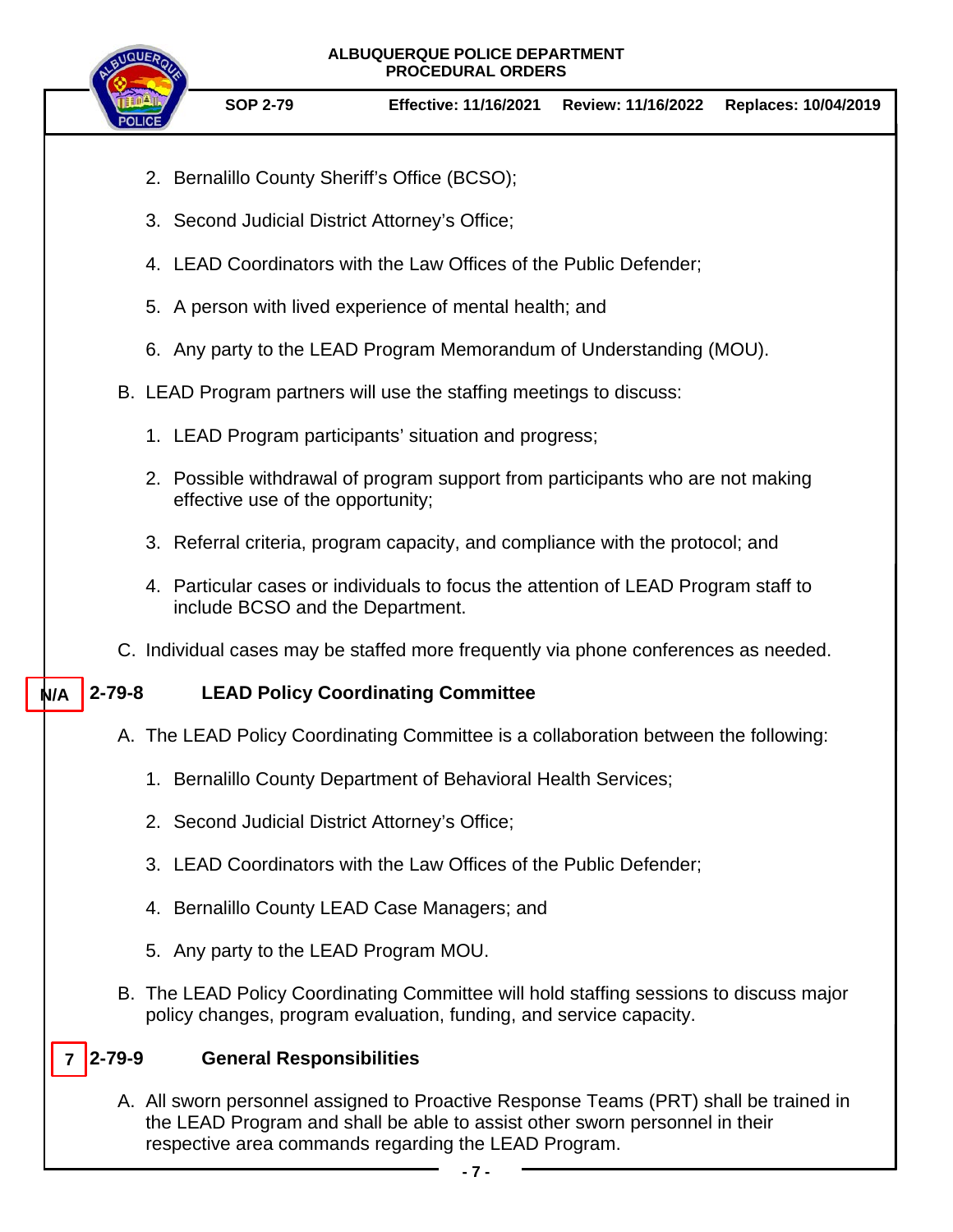2. Bernalillo County Sheriff's Office (BCSO);

3. Second Judicial District Attorney's Office;

4. LEAD Coordinators with the Law Offices of the Public Defender;

5. A person with lived experience of mental health; and

6. Any party to the LEAD Program Memorandum of Understanding (MOU).

B. LEAD Program partners will use the staffing meetings to discuss:

1. LEAD Program participants' situation and progress;

2. Possible withdrawal of program support from participants who are not making effective use of the opportunity;

3. Referral criteria, program capacity, and compliance with the protocol; and

4. Particular cases or individuals to focus the attention of LEAD Program staff to include BCSO and the Department.

C. Individual cases may be staffed more frequently via phone conferences as needed.

## N/A 2-79-8 LEAD Policy Coordinating Committee

A. The LEAD Policy Coordinating Committee is a collaboration between the following:

1. Bernalillo County Department of Behavioral Health Services;

2. Second Judicial District Attorney's Office;

3. LEAD Coordinators with the Law Offices of the Public Defender;

4. Bernalillo County LEAD Case Managers; and

5. Any party to the LEAD Program MOU.

B. The LEAD Policy Coordinating Committee will hold staffing sessions to discuss major policy changes, program evaluation, funding, and service capacity.

## 7 2-79-9 General Responsibilities

A. All sworn personnel assigned to Proactive Response Teams (PRT) shall be trained in the LEAD Program and shall be able to assist other sworn personnel in their respective area commands regarding the LEAD Program.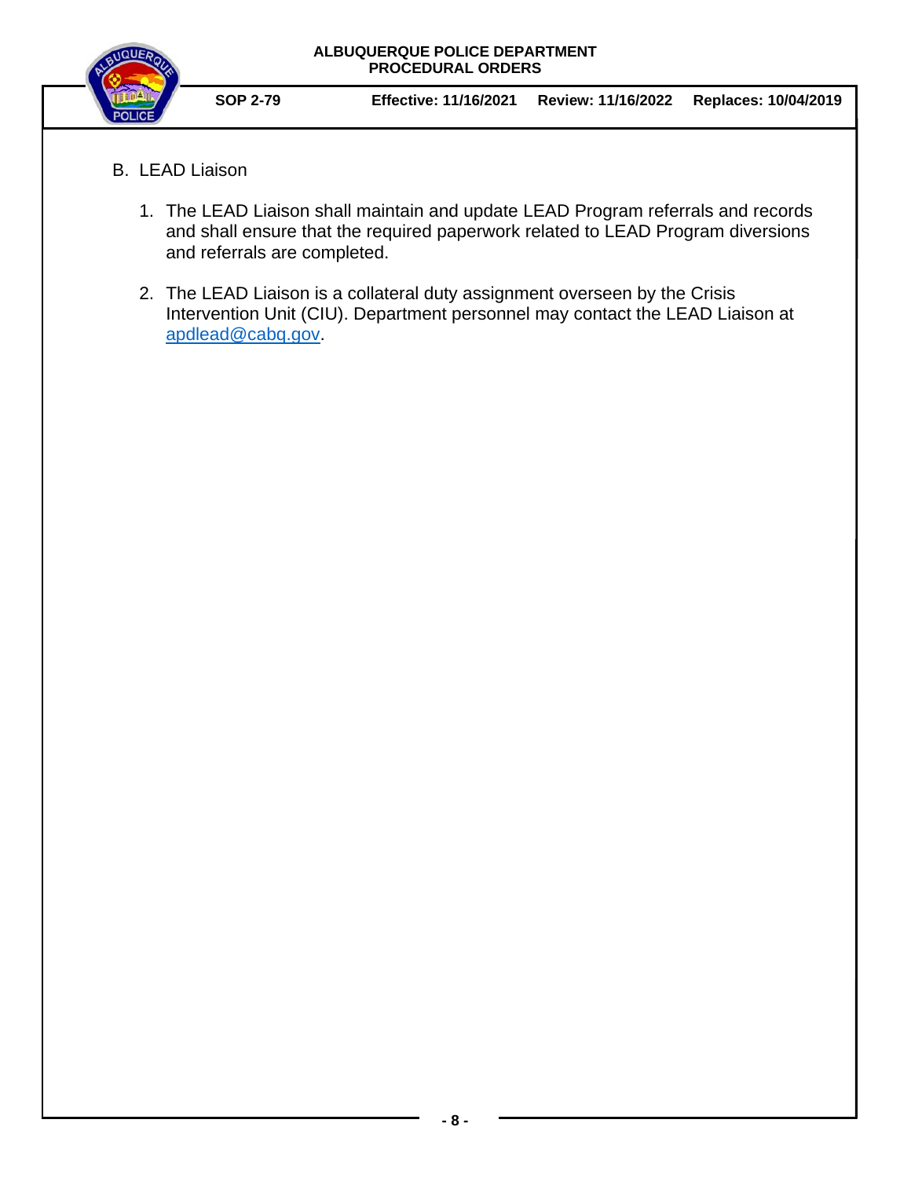B. LEAD Liaison

1. The LEAD Liaison shall maintain and update LEAD Program referrals and records and shall ensure that the required paperwork related to LEAD Program diversions and referrals are completed.

2. The LEAD Liaison is a collateral duty assignment overseen by the Crisis Intervention Unit (CIU). Department personnel may contact the LEAD Liaison at apdlead@cabq.gov.